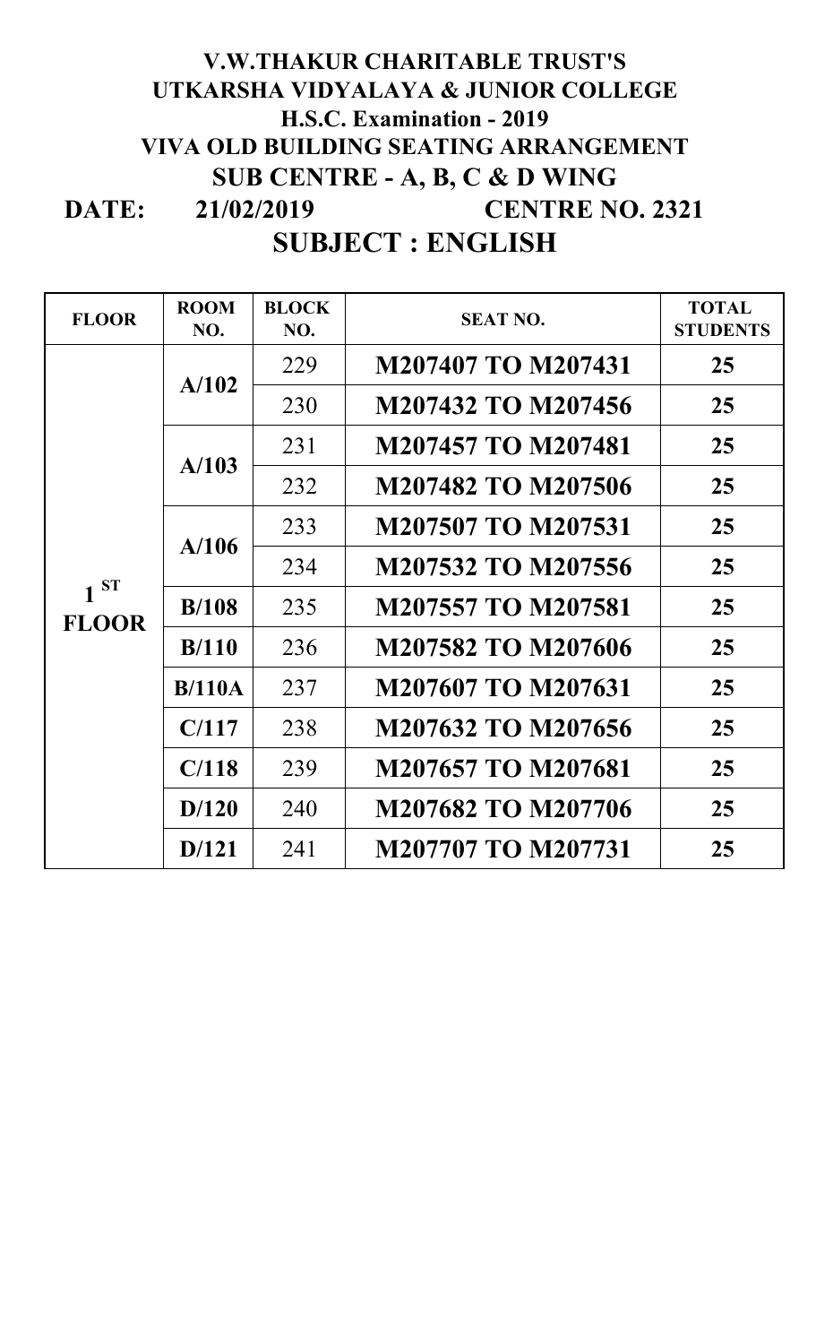# V.W.THAKUR CHARITABLE TRUST'S
# UTKARSHA VIDYALAYA & JUNIOR COLLEGE
## H.S.C. Examination - 2019
## VIVA OLD BUILDING SEATING ARRANGEMENT
## SUB CENTRE - A, B, C & D WING

**DATE: 21/02/2019** **CENTRE NO. 2321**

## SUBJECT : ENGLISH

| FLOOR | ROOM NO. | BLOCK NO. | SEAT NO. | TOTAL STUDENTS |
|---|---|---|---|---|
| 1 ST FLOOR | A/102 | 229 | M207407 TO M207431 | 25 |
| | | 230 | M207432 TO M207456 | 25 |
| | A/103 | 231 | M207457 TO M207481 | 25 |
| | | 232 | M207482 TO M207506 | 25 |
| | A/106 | 233 | M207507 TO M207531 | 25 |
| | | 234 | M207532 TO M207556 | 25 |
| | B/108 | 235 | M207557 TO M207581 | 25 |
| | B/110 | 236 | M207582 TO M207606 | 25 |
| | B/110A | 237 | M207607 TO M207631 | 25 |
| | C/117 | 238 | M207632 TO M207656 | 25 |
| | C/118 | 239 | M207657 TO M207681 | 25 |
| | D/120 | 240 | M207682 TO M207706 | 25 |
| | D/121 | 241 | M207707 TO M207731 | 25 |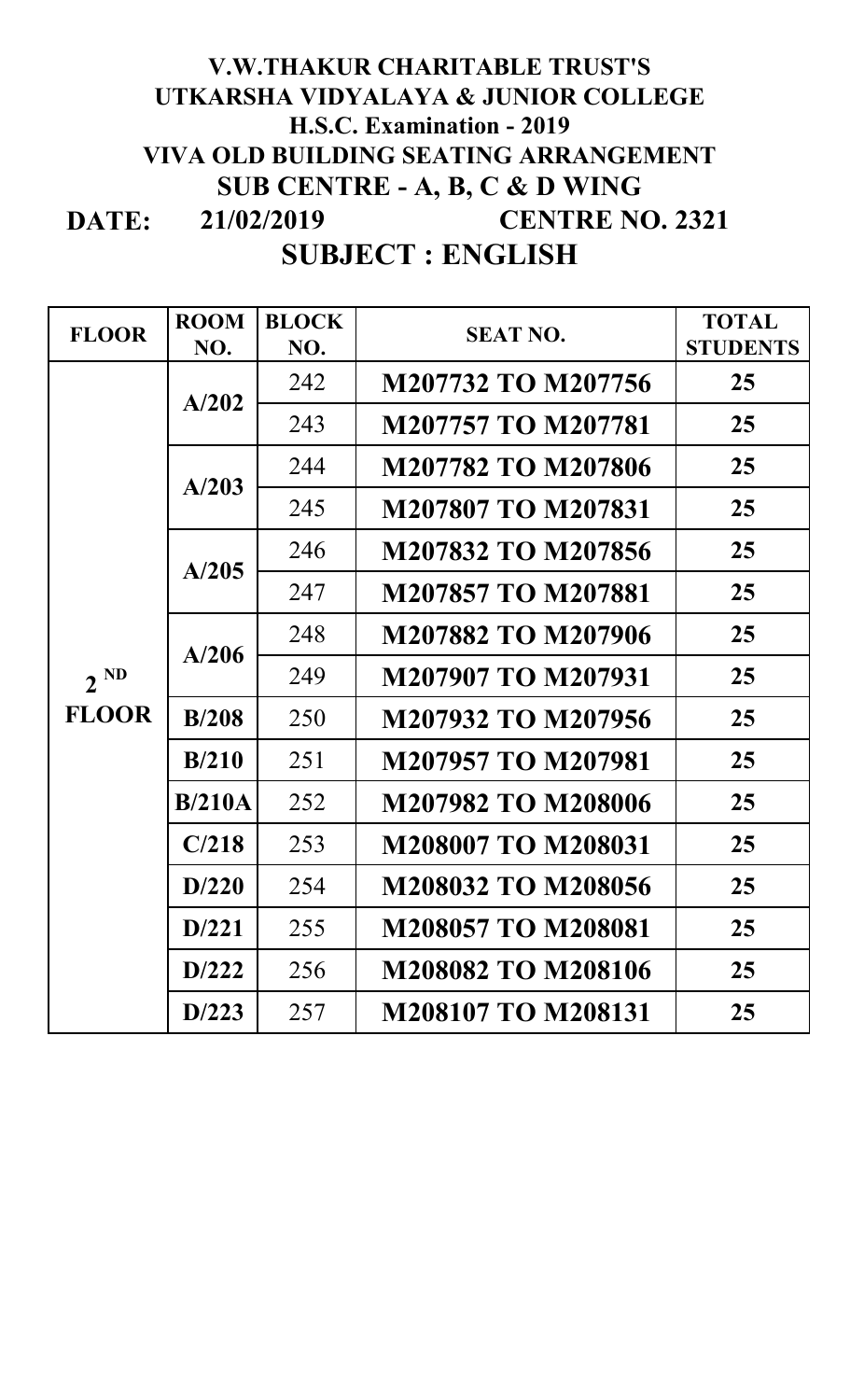# V.W.THAKUR CHARITABLE TRUST'S

# UTKARSHA VIDYALAYA & JUNIOR COLLEGE

## H.S.C. Examination - 2019

## VIVA OLD BUILDING SEATING ARRANGEMENT

## SUB CENTRE - A, B, C & D WING

**DATE: 21/02/2019 CENTRE NO. 2321**

## SUBJECT : ENGLISH

| FLOOR | ROOM NO. | BLOCK NO. | SEAT NO. | TOTAL STUDENTS |
|---|---|---|---|---|
| 2 ND FLOOR | A/202 | 242 | M207732 TO M207756 | 25 |
| | | 243 | M207757 TO M207781 | 25 |
| | A/203 | 244 | M207782 TO M207806 | 25 |
| | | 245 | M207807 TO M207831 | 25 |
| | A/205 | 246 | M207832 TO M207856 | 25 |
| | | 247 | M207857 TO M207881 | 25 |
| | A/206 | 248 | M207882 TO M207906 | 25 |
| | | 249 | M207907 TO M207931 | 25 |
| | B/208 | 250 | M207932 TO M207956 | 25 |
| | B/210 | 251 | M207957 TO M207981 | 25 |
| | B/210A | 252 | M207982 TO M208006 | 25 |
| | C/218 | 253 | M208007 TO M208031 | 25 |
| | D/220 | 254 | M208032 TO M208056 | 25 |
| | D/221 | 255 | M208057 TO M208081 | 25 |
| | D/222 | 256 | M208082 TO M208106 | 25 |
| | D/223 | 257 | M208107 TO M208131 | 25 |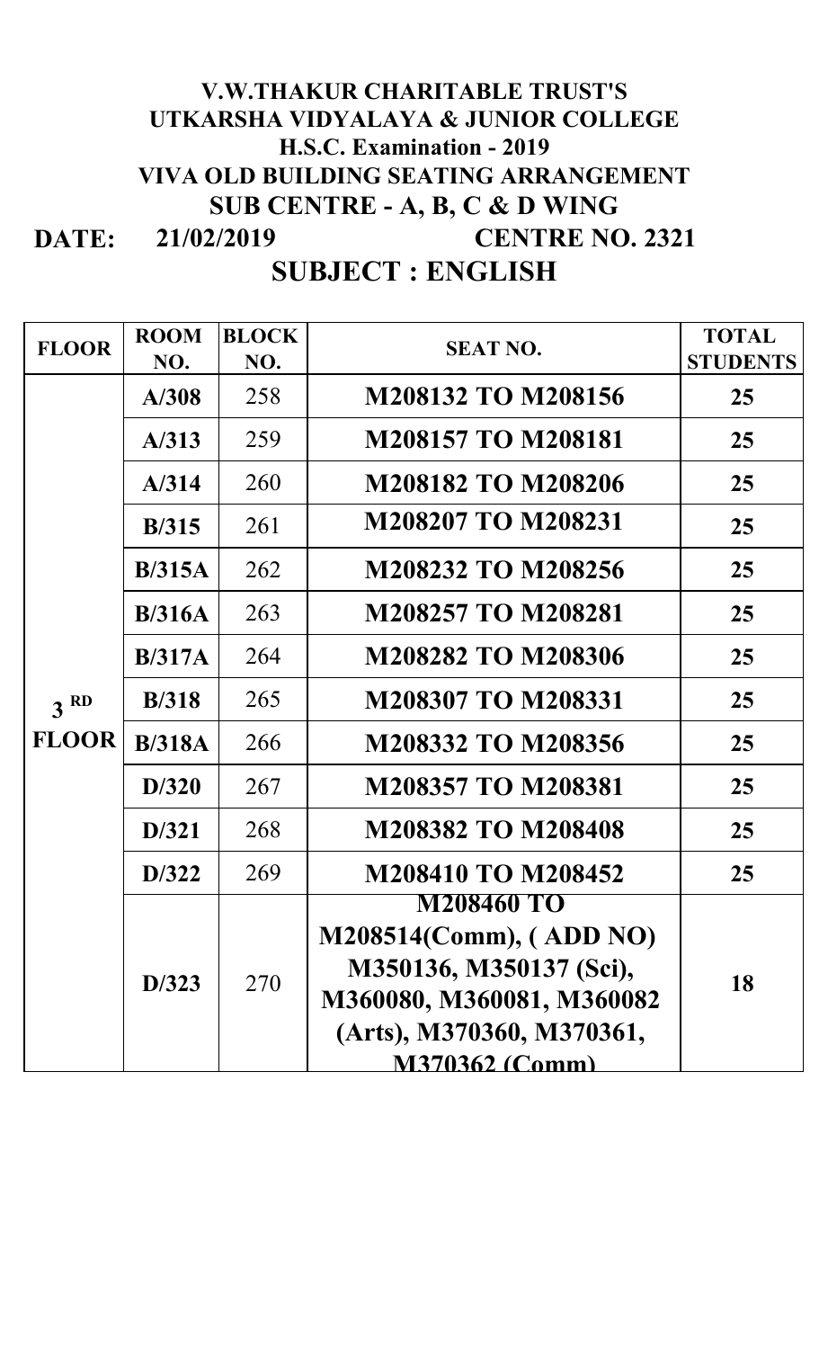# V.W.THAKUR CHARITABLE TRUST'S
# UTKARSHA VIDYALAYA & JUNIOR COLLEGE
## H.S.C. Examination - 2019
## VIVA OLD BUILDING SEATING ARRANGEMENT
## SUB CENTRE - A, B, C & D WING

**DATE:** 21/02/2019 **CENTRE NO. 2321**

## SUBJECT : ENGLISH

| FLOOR | ROOM NO. | BLOCK NO. | SEAT NO. | TOTAL STUDENTS |
|---|---|---|---|---|
| 3 RD FLOOR | A/308 | 258 | M208132 TO M208156 | 25 |
| | A/313 | 259 | M208157 TO M208181 | 25 |
| | A/314 | 260 | M208182 TO M208206 | 25 |
| | B/315 | 261 | M208207 TO M208231 | 25 |
| | B/315A | 262 | M208232 TO M208256 | 25 |
| | B/316A | 263 | M208257 TO M208281 | 25 |
| | B/317A | 264 | M208282 TO M208306 | 25 |
| | B/318 | 265 | M208307 TO M208331 | 25 |
| | B/318A | 266 | M208332 TO M208356 | 25 |
| | D/320 | 267 | M208357 TO M208381 | 25 |
| | D/321 | 268 | M208382 TO M208408 | 25 |
| | D/322 | 269 | M208410 TO M208452 | 25 |
| | D/323 | 270 | M208460 TO M208514(Comm), ( ADD NO) M350136, M350137 (Sci), M360080, M360081, M360082 (Arts), M370360, M370361, M370362 (Comm) | 18 |